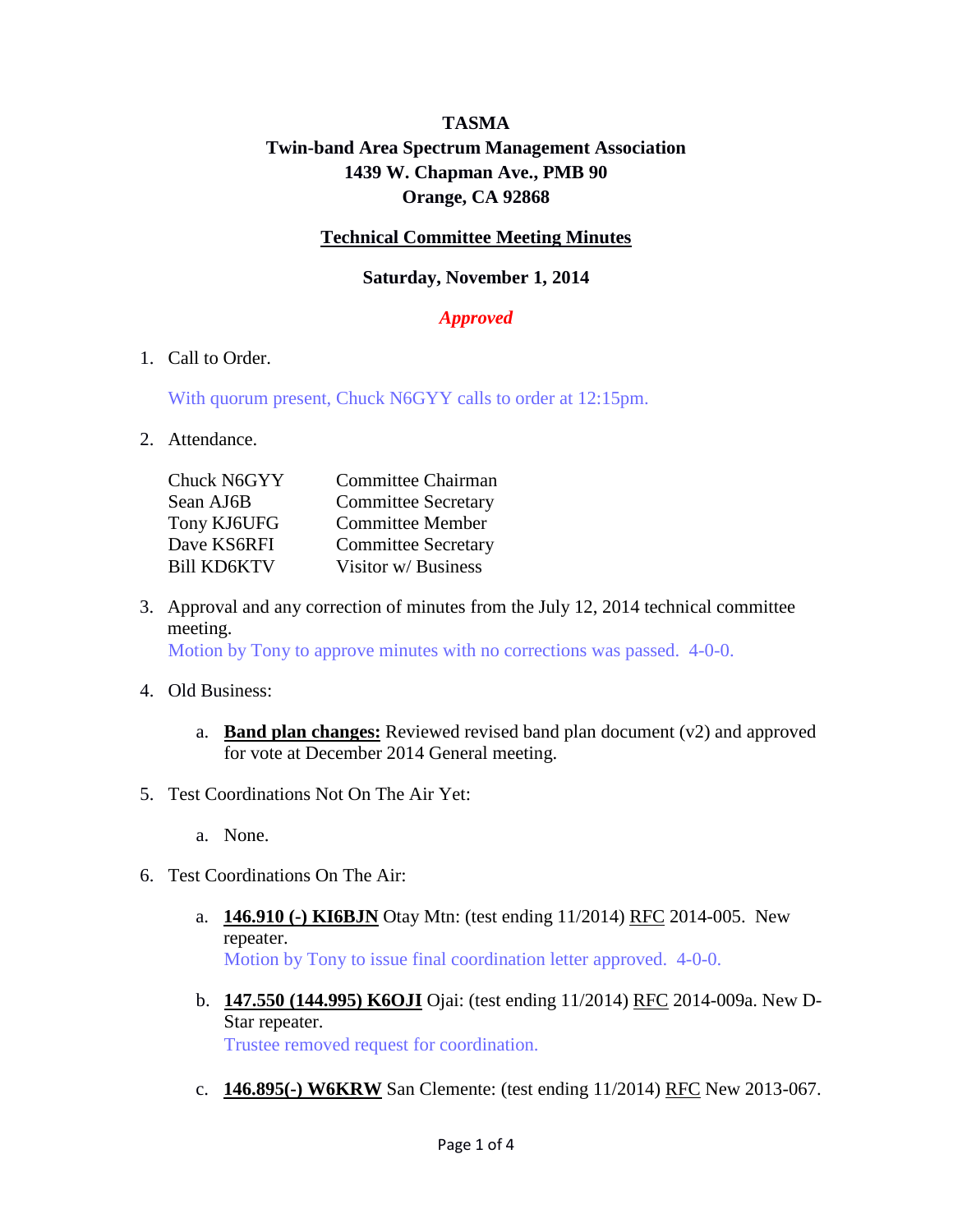**TASMA**

**Twin-band Area Spectrum Management Association**

**1439 W. Chapman Ave., PMB 90**

**Orange, CA 92868**

**Technical Committee Meeting Minutes**

**Saturday, November 1, 2014**

***Approved***

1. Call to Order.

   With quorum present, Chuck N6GYY calls to order at 12:15pm.

2. Attendance.

   | | |
   |---|---|
   | Chuck N6GYY | Committee Chairman |
   | Sean AJ6B | Committee Secretary |
   | Tony KJ6UFG | Committee Member |
   | Dave KS6RFI | Committee Secretary |
   | Bill KD6KTV | Visitor w/ Business |

3. Approval and any correction of minutes from the July 12, 2014 technical committee meeting.
   Motion by Tony to approve minutes with no corrections was passed. 4-0-0.

4. Old Business:

   a. **Band plan changes:** Reviewed revised band plan document (v2) and approved for vote at December 2014 General meeting.

5. Test Coordinations Not On The Air Yet:

   a. None.

6. Test Coordinations On The Air:

   a. **146.910 (-) KI6BJN** Otay Mtn: (test ending 11/2014) RFC 2014-005. New repeater.
      Motion by Tony to issue final coordination letter approved. 4-0-0.

   b. **147.550 (144.995) K6OJI** Ojai: (test ending 11/2014) RFC 2014-009a. New D-Star repeater.
      Trustee removed request for coordination.

   c. **146.895(-) W6KRW** San Clemente: (test ending 11/2014) RFC New 2013-067.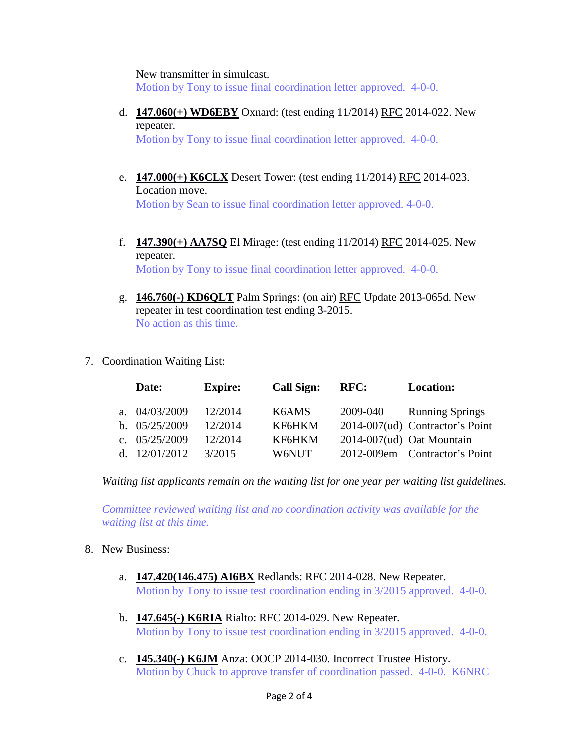New transmitter in simulcast.
Motion by Tony to issue final coordination letter approved.  4-0-0.

d. **147.060(+) WD6EBY** Oxnard: (test ending 11/2014) RFC 2014-022. New repeater.
   Motion by Tony to issue final coordination letter approved.  4-0-0.

e. **147.000(+) K6CLX** Desert Tower: (test ending 11/2014) RFC 2014-023. Location move.
   Motion by Sean to issue final coordination letter approved. 4-0-0.

f. **147.390(+) AA7SQ** El Mirage: (test ending 11/2014) RFC 2014-025. New repeater.
   Motion by Tony to issue final coordination letter approved.  4-0-0.

g. **146.760(-) KD6QLT** Palm Springs: (on air) RFC Update 2013-065d. New repeater in test coordination test ending 3-2015.
   No action as this time.

7. Coordination Waiting List:

| | Date: | Expire: | Call Sign: | RFC: | Location: |
|---|---|---|---|---|---|
| a. | 04/03/2009 | 12/2014 | K6AMS | 2009-040 | Running Springs |
| b. | 05/25/2009 | 12/2014 | KF6HKM | 2014-007(ud) | Contractor's Point |
| c. | 05/25/2009 | 12/2014 | KF6HKM | 2014-007(ud) | Oat Mountain |
| d. | 12/01/2012 | 3/2015 | W6NUT | 2012-009em | Contractor's Point |

*Waiting list applicants remain on the waiting list for one year per waiting list guidelines.*

*Committee reviewed waiting list and no coordination activity was available for the waiting list at this time.*

8. New Business:

a. **147.420(146.475) AI6BX** Redlands: RFC 2014-028. New Repeater.
   Motion by Tony to issue test coordination ending in 3/2015 approved.  4-0-0.

b. **147.645(-) K6RIA** Rialto: RFC 2014-029. New Repeater.
   Motion by Tony to issue test coordination ending in 3/2015 approved.  4-0-0.

c. **145.340(-) K6JM** Anza: OOCP 2014-030. Incorrect Trustee History.
   Motion by Chuck to approve transfer of coordination passed.  4-0-0.  K6NRC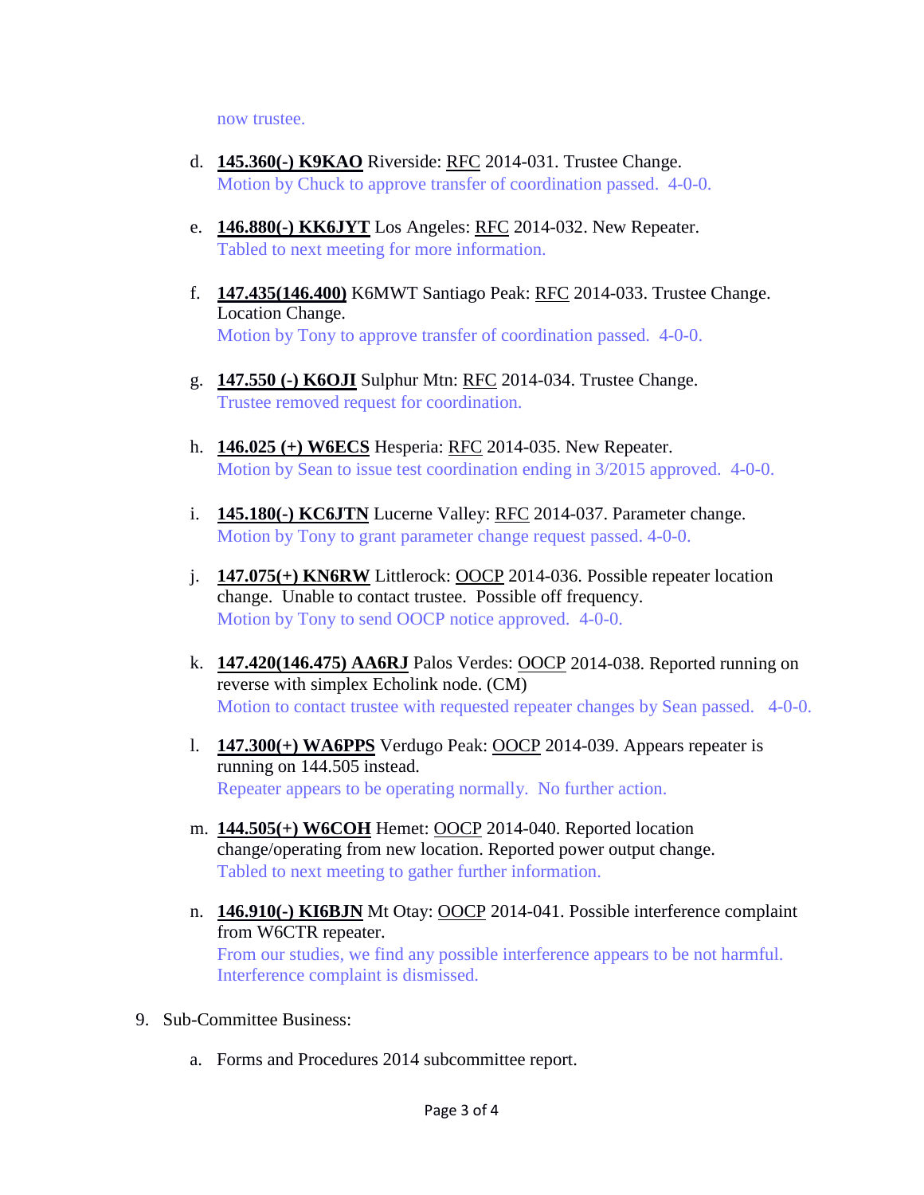now trustee.

d. **145.360(-) K9KAO** Riverside: RFC 2014-031. Trustee Change.
Motion by Chuck to approve transfer of coordination passed. 4-0-0.

e. **146.880(-) KK6JYT** Los Angeles: RFC 2014-032. New Repeater.
Tabled to next meeting for more information.

f. **147.435(146.400)** K6MWT Santiago Peak: RFC 2014-033. Trustee Change. Location Change.
Motion by Tony to approve transfer of coordination passed. 4-0-0.

g. **147.550 (-) K6OJI** Sulphur Mtn: RFC 2014-034. Trustee Change.
Trustee removed request for coordination.

h. **146.025 (+) W6ECS** Hesperia: RFC 2014-035. New Repeater.
Motion by Sean to issue test coordination ending in 3/2015 approved. 4-0-0.

i. **145.180(-) KC6JTN** Lucerne Valley: RFC 2014-037. Parameter change.
Motion by Tony to grant parameter change request passed. 4-0-0.

j. **147.075(+) KN6RW** Littlerock: OOCP 2014-036. Possible repeater location change. Unable to contact trustee. Possible off frequency.
Motion by Tony to send OOCP notice approved. 4-0-0.

k. **147.420(146.475) AA6RJ** Palos Verdes: OOCP 2014-038. Reported running on reverse with simplex Echolink node. (CM)
Motion to contact trustee with requested repeater changes by Sean passed. 4-0-0.

l. **147.300(+) WA6PPS** Verdugo Peak: OOCP 2014-039. Appears repeater is running on 144.505 instead.
Repeater appears to be operating normally. No further action.

m. **144.505(+) W6COH** Hemet: OOCP 2014-040. Reported location change/operating from new location. Reported power output change.
Tabled to next meeting to gather further information.

n. **146.910(-) KI6BJN** Mt Otay: OOCP 2014-041. Possible interference complaint from W6CTR repeater.
From our studies, we find any possible interference appears to be not harmful. Interference complaint is dismissed.

9. Sub-Committee Business:

   a. Forms and Procedures 2014 subcommittee report.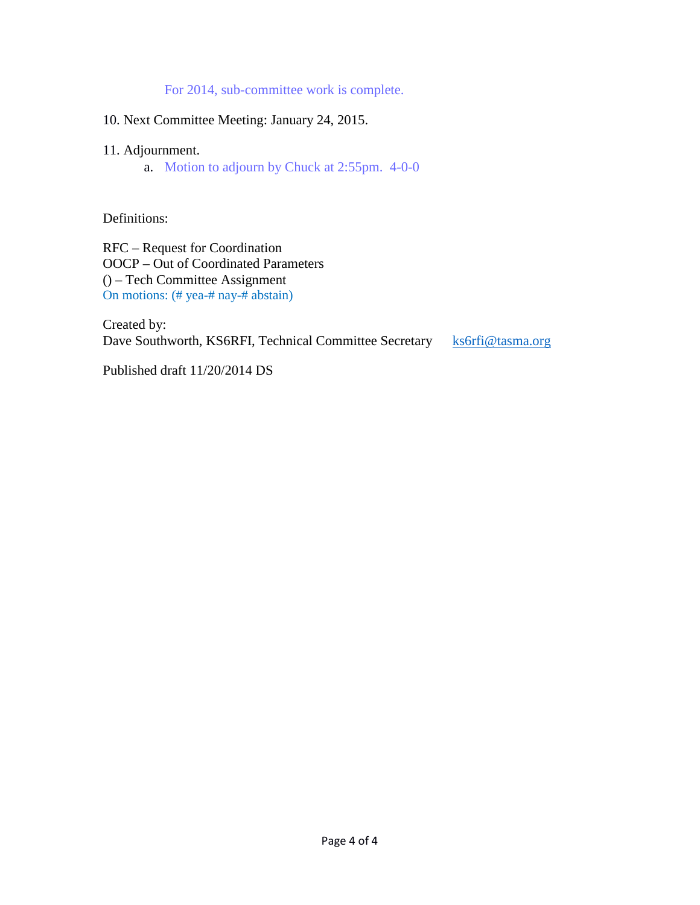For 2014, sub-committee work is complete.

10. Next Committee Meeting: January 24, 2015.

11. Adjournment.
    a. Motion to adjourn by Chuck at 2:55pm. 4-0-0

Definitions:

RFC – Request for Coordination
OOCP – Out of Coordinated Parameters
() – Tech Committee Assignment
On motions: (# yea-# nay-# abstain)

Created by:
Dave Southworth, KS6RFI, Technical Committee Secretary ks6rfi@tasma.org

Published draft 11/20/2014 DS